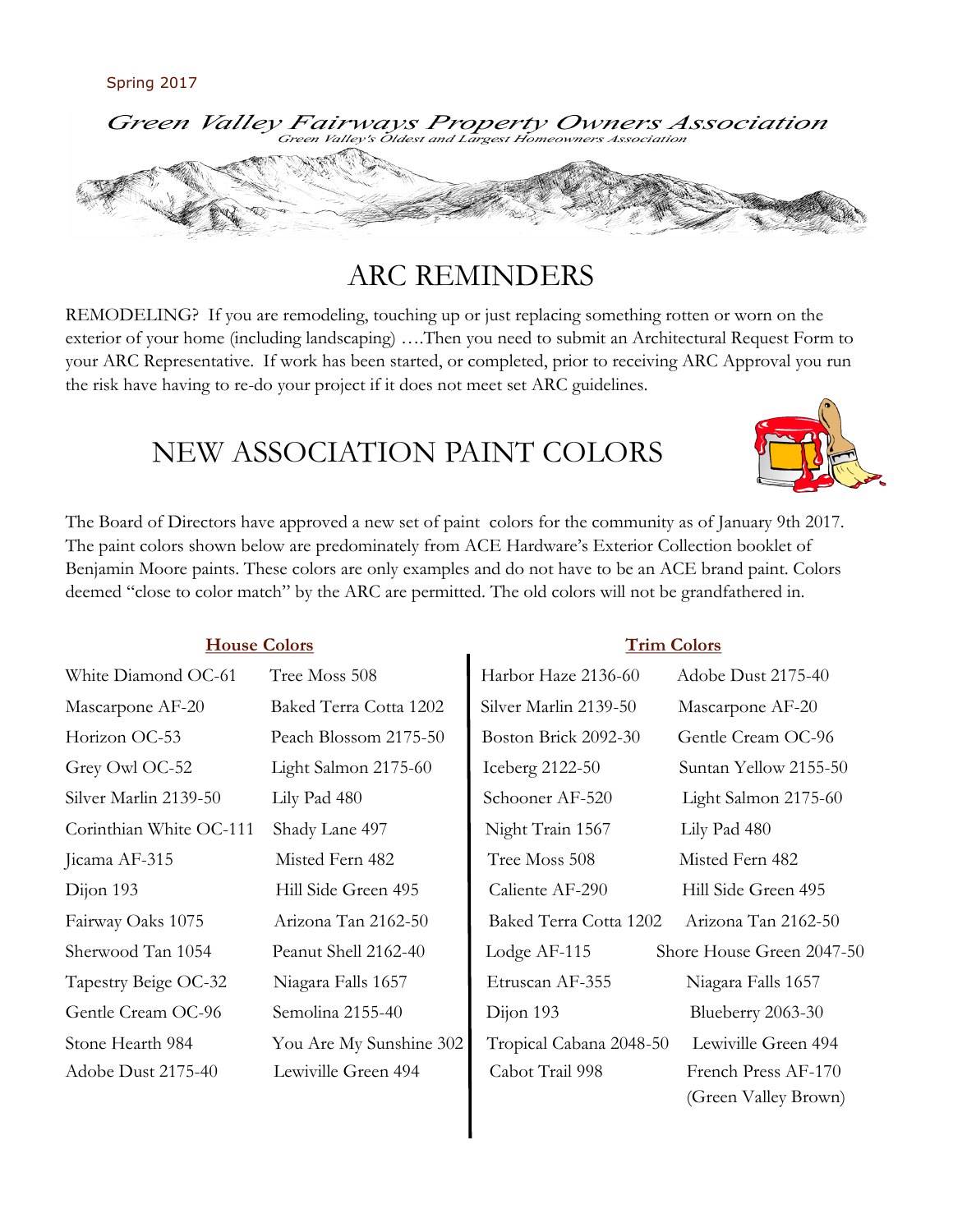Spring 2017

# Green Valley Fairways Property Owners Association

*Green Valley's Oldest and Largest Homeowners Association*

## ARC REMINDERS

REMODELING? If you are remodeling, touching up or just replacing something rotten or worn on the exterior of your home (including landscaping) ….Then you need to submit an Architectural Request Form to your ARC Representative. If work has been started, or completed, prior to receiving ARC Approval you run the risk have having to re-do your project if it does not meet set ARC guidelines.

## NEW ASSOCIATION PAINT COLORS

The Board of Directors have approved a new set of paint colors for the community as of January 9th 2017. The paint colors shown below are predominately from ACE Hardware's Exterior Collection booklet of Benjamin Moore paints. These colors are only examples and do not have to be an ACE brand paint. Colors deemed "close to color match" by the ARC are permitted. The old colors will not be grandfathered in.

**House Colors**

| | |
|---|---|
| White Diamond OC-61 | Tree Moss 508 |
| Mascarpone AF-20 | Baked Terra Cotta 1202 |
| Horizon OC-53 | Peach Blossom 2175-50 |
| Grey Owl OC-52 | Light Salmon 2175-60 |
| Silver Marlin 2139-50 | Lily Pad 480 |
| Corinthian White OC-111 | Shady Lane 497 |
| Jicama AF-315 | Misted Fern 482 |
| Dijon 193 | Hill Side Green 495 |
| Fairway Oaks 1075 | Arizona Tan 2162-50 |
| Sherwood Tan 1054 | Peanut Shell 2162-40 |
| Tapestry Beige OC-32 | Niagara Falls 1657 |
| Gentle Cream OC-96 | Semolina 2155-40 |
| Stone Hearth 984 | You Are My Sunshine 302 |
| Adobe Dust 2175-40 | Lewiville Green 494 |

**Trim Colors**

| | |
|---|---|
| Harbor Haze 2136-60 | Adobe Dust 2175-40 |
| Silver Marlin 2139-50 | Mascarpone AF-20 |
| Boston Brick 2092-30 | Gentle Cream OC-96 |
| Iceberg 2122-50 | Suntan Yellow 2155-50 |
| Schooner AF-520 | Light Salmon 2175-60 |
| Night Train 1567 | Lily Pad 480 |
| Tree Moss 508 | Misted Fern 482 |
| Caliente AF-290 | Hill Side Green 495 |
| Baked Terra Cotta 1202 | Arizona Tan 2162-50 |
| Lodge AF-115 | Shore House Green 2047-50 |
| Etruscan AF-355 | Niagara Falls 1657 |
| Dijon 193 | Blueberry 2063-30 |
| Tropical Cabana 2048-50 | Lewiville Green 494 |
| Cabot Trail 998 | French Press AF-170 (Green Valley Brown) |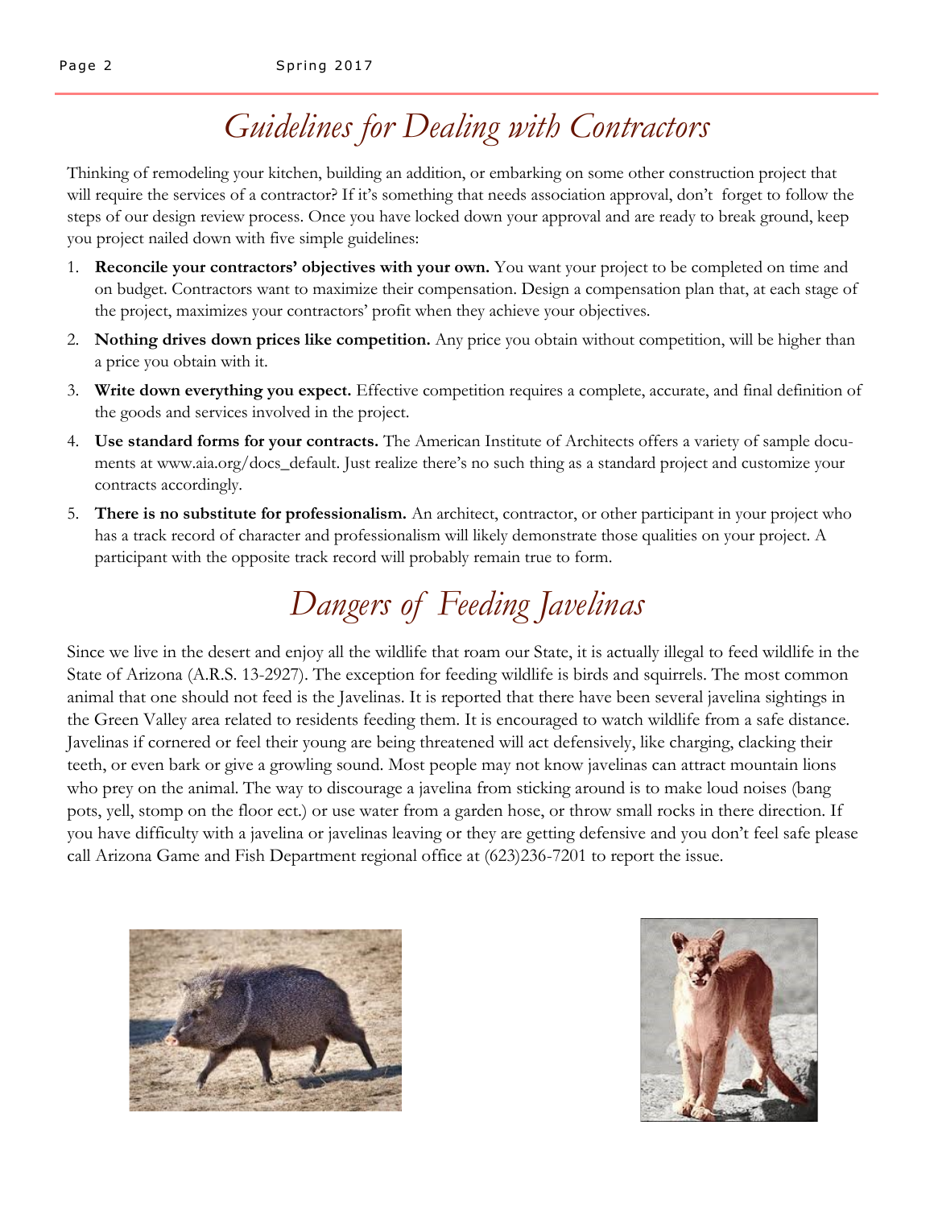# Guidelines for Dealing with Contractors

Thinking of remodeling your kitchen, building an addition, or embarking on some other construction project that will require the services of a contractor? If it's something that needs association approval, don't forget to follow the steps of our design review process. Once you have locked down your approval and are ready to break ground, keep you project nailed down with five simple guidelines:

1. **Reconcile your contractors' objectives with your own.** You want your project to be completed on time and on budget. Contractors want to maximize their compensation. Design a compensation plan that, at each stage of the project, maximizes your contractors' profit when they achieve your objectives.
2. **Nothing drives down prices like competition.** Any price you obtain without competition, will be higher than a price you obtain with it.
3. **Write down everything you expect.** Effective competition requires a complete, accurate, and final definition of the goods and services involved in the project.
4. **Use standard forms for your contracts.** The American Institute of Architects offers a variety of sample documents at www.aia.org/docs_default. Just realize there's no such thing as a standard project and customize your contracts accordingly.
5. **There is no substitute for professionalism.** An architect, contractor, or other participant in your project who has a track record of character and professionalism will likely demonstrate those qualities on your project. A participant with the opposite track record will probably remain true to form.

# Dangers of Feeding Javelinas

Since we live in the desert and enjoy all the wildlife that roam our State, it is actually illegal to feed wildlife in the State of Arizona (A.R.S. 13-2927). The exception for feeding wildlife is birds and squirrels. The most common animal that one should not feed is the Javelinas. It is reported that there have been several javelina sightings in the Green Valley area related to residents feeding them. It is encouraged to watch wildlife from a safe distance. Javelinas if cornered or feel their young are being threatened will act defensively, like charging, clacking their teeth, or even bark or give a growling sound. Most people may not know javelinas can attract mountain lions who prey on the animal. The way to discourage a javelina from sticking around is to make loud noises (bang pots, yell, stomp on the floor ect.) or use water from a garden hose, or throw small rocks in there direction. If you have difficulty with a javelina or javelinas leaving or they are getting defensive and you don't feel safe please call Arizona Game and Fish Department regional office at (623)236-7201 to report the issue.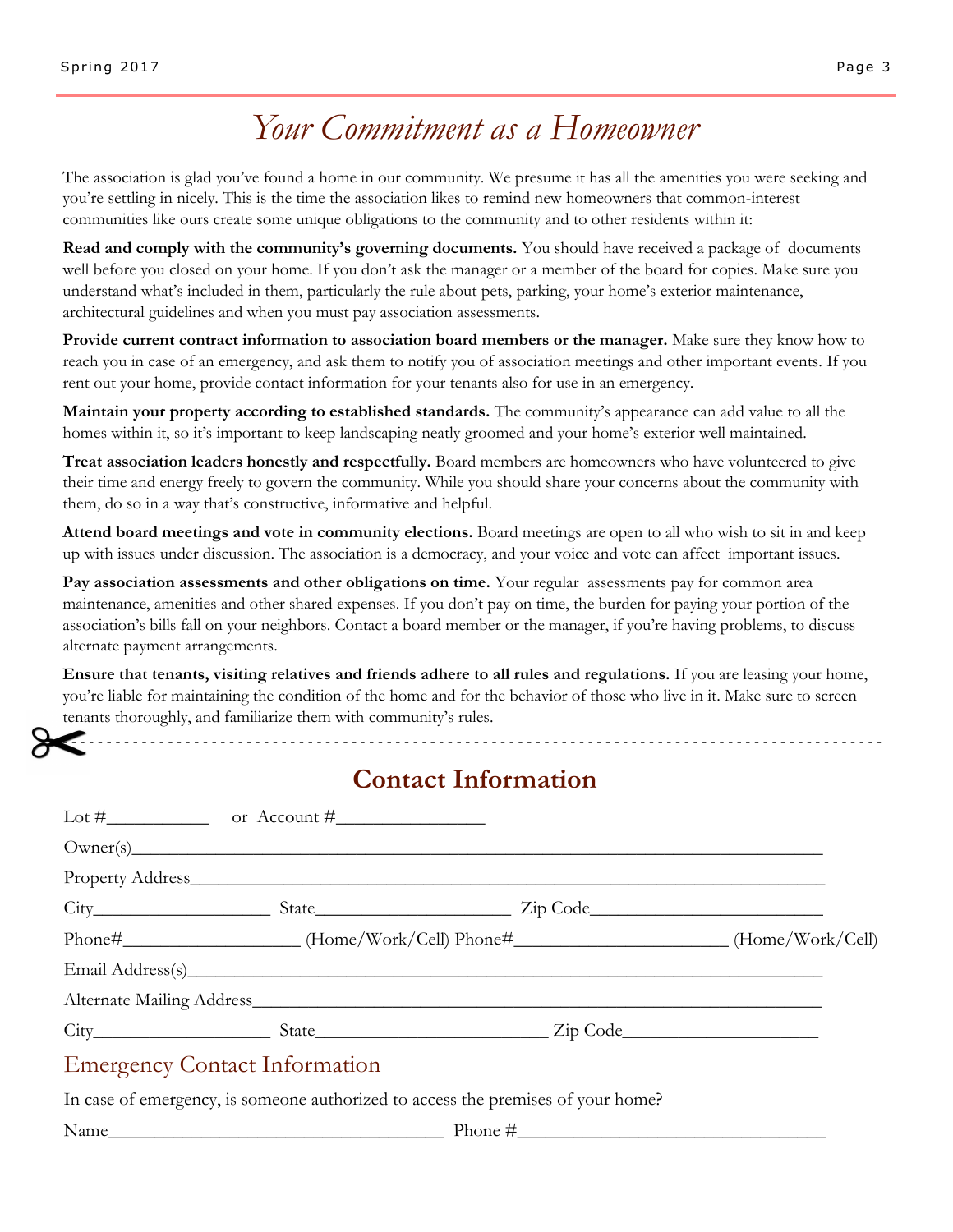# *Your Commitment as a Homeowner*

The association is glad you've found a home in our community. We presume it has all the amenities you were seeking and you're settling in nicely. This is the time the association likes to remind new homeowners that common-interest communities like ours create some unique obligations to the community and to other residents within it:

**Read and comply with the community's governing documents.** You should have received a package of documents well before you closed on your home. If you don't ask the manager or a member of the board for copies. Make sure you understand what's included in them, particularly the rule about pets, parking, your home's exterior maintenance, architectural guidelines and when you must pay association assessments.

**Provide current contract information to association board members or the manager.** Make sure they know how to reach you in case of an emergency, and ask them to notify you of association meetings and other important events. If you rent out your home, provide contact information for your tenants also for use in an emergency.

**Maintain your property according to established standards.** The community's appearance can add value to all the homes within it, so it's important to keep landscaping neatly groomed and your home's exterior well maintained.

**Treat association leaders honestly and respectfully.** Board members are homeowners who have volunteered to give their time and energy freely to govern the community. While you should share your concerns about the community with them, do so in a way that's constructive, informative and helpful.

**Attend board meetings and vote in community elections.** Board meetings are open to all who wish to sit in and keep up with issues under discussion. The association is a democracy, and your voice and vote can affect important issues.

**Pay association assessments and other obligations on time.** Your regular assessments pay for common area maintenance, amenities and other shared expenses. If you don't pay on time, the burden for paying your portion of the association's bills fall on your neighbors. Contact a board member or the manager, if you're having problems, to discuss alternate payment arrangements.

**Ensure that tenants, visiting relatives and friends adhere to all rules and regulations.** If you are leasing your home, you're liable for maintaining the condition of the home and for the behavior of those who live in it. Make sure to screen tenants thoroughly, and familiarize them with community's rules.

---

## Contact Information

Lot #___________ or Account #________________

Owner(s)______________________________________________________________________

Property Address________________________________________________________________

City___________________ State_____________________ Zip Code________________________

Phone#___________________ (Home/Work/Cell) Phone#_______________________ (Home/Work/Cell)

Email Address(s)_________________________________________________________________

Alternate Mailing Address__________________________________________________________

City___________________ State________________________ Zip Code____________________

### Emergency Contact Information

In case of emergency, is someone authorized to access the premises of your home?

Name____________________________________ Phone #______________________________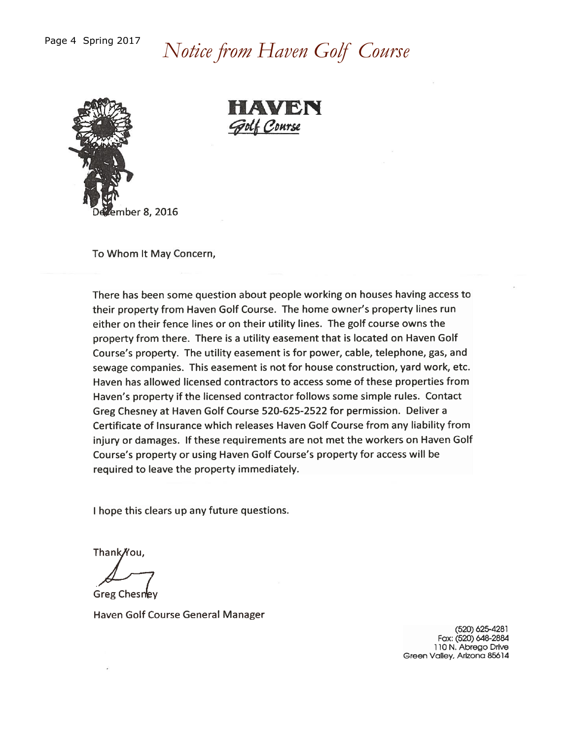# *Notice from Haven Golf Course*

**HAVEN**
*Golf Course*

December 8, 2016

To Whom It May Concern,

There has been some question about people working on houses having access to their property from Haven Golf Course. The home owner's property lines run either on their fence lines or on their utility lines. The golf course owns the property from there. There is a utility easement that is located on Haven Golf Course's property. The utility easement is for power, cable, telephone, gas, and sewage companies. This easement is not for house construction, yard work, etc. Haven has allowed licensed contractors to access some of these properties from Haven's property if the licensed contractor follows some simple rules. Contact Greg Chesney at Haven Golf Course 520-625-2522 for permission. Deliver a Certificate of Insurance which releases Haven Golf Course from any liability from injury or damages. If these requirements are not met the workers on Haven Golf Course's property or using Haven Golf Course's property for access will be required to leave the property immediately.

I hope this clears up any future questions.

Thank You,

Greg Chesney

Haven Golf Course General Manager

(520) 625-4281
Fax: (520) 648-2884
110 N. Abrego Drive
Green Valley, Arizona 85614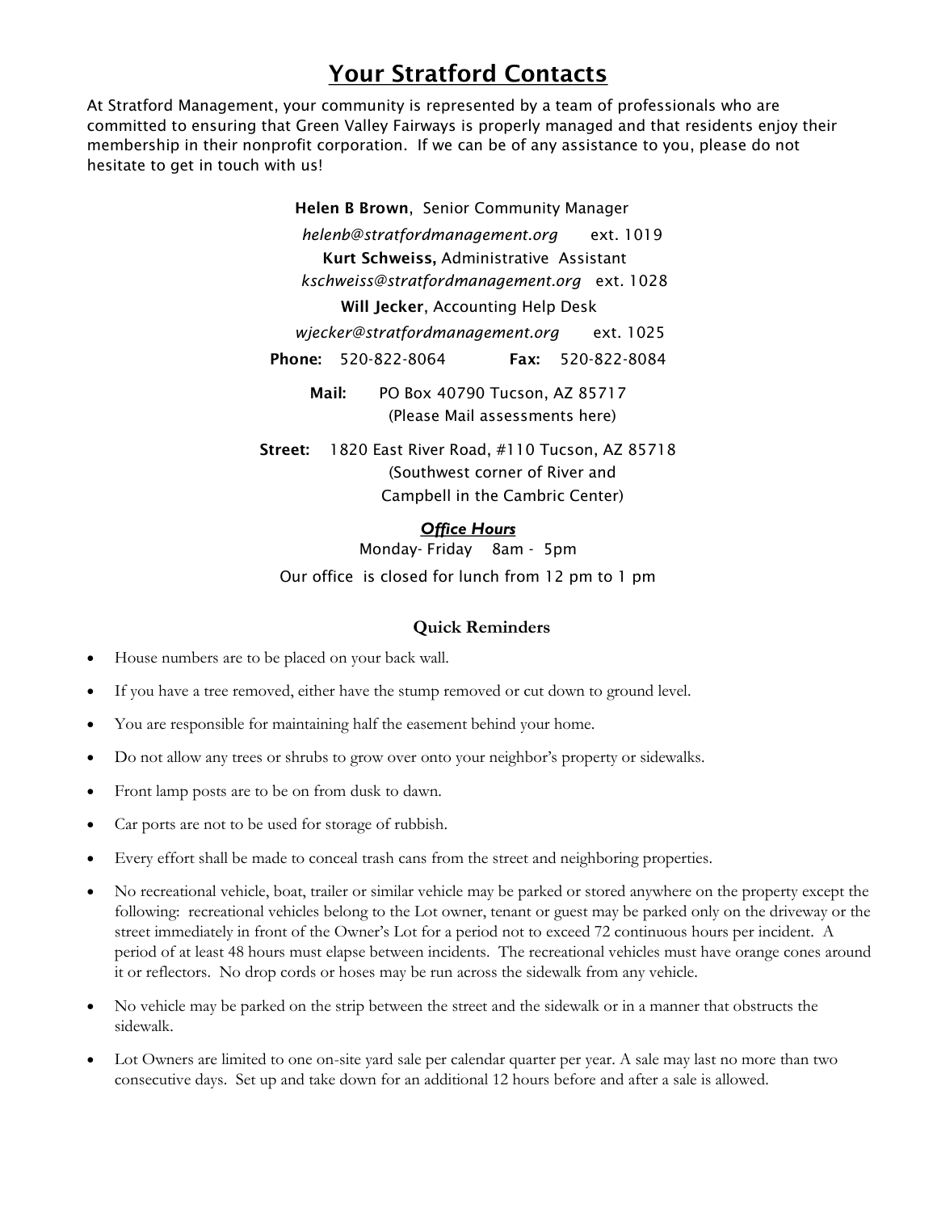# Your Stratford Contacts

At Stratford Management, your community is represented by a team of professionals who are committed to ensuring that Green Valley Fairways is properly managed and that residents enjoy their membership in their nonprofit corporation. If we can be of any assistance to you, please do not hesitate to get in touch with us!

**Helen B Brown**, Senior Community Manager
*helenb@stratfordmanagement.org* ext. 1019

**Kurt Schweiss,** Administrative Assistant
*kschweiss@stratfordmanagement.org* ext. 1028

**Will Jecker**, Accounting Help Desk
*wjecker@stratfordmanagement.org* ext. 1025

**Phone:** 520-822-8064 **Fax:** 520-822-8084

**Mail:** PO Box 40790 Tucson, AZ 85717
(Please Mail assessments here)

**Street:** 1820 East River Road, #110 Tucson, AZ 85718
(Southwest corner of River and Campbell in the Cambric Center)

***Office Hours***

Monday- Friday 8am - 5pm

Our office is closed for lunch from 12 pm to 1 pm

### Quick Reminders

- House numbers are to be placed on your back wall.
- If you have a tree removed, either have the stump removed or cut down to ground level.
- You are responsible for maintaining half the easement behind your home.
- Do not allow any trees or shrubs to grow over onto your neighbor's property or sidewalks.
- Front lamp posts are to be on from dusk to dawn.
- Car ports are not to be used for storage of rubbish.
- Every effort shall be made to conceal trash cans from the street and neighboring properties.
- No recreational vehicle, boat, trailer or similar vehicle may be parked or stored anywhere on the property except the following: recreational vehicles belong to the Lot owner, tenant or guest may be parked only on the driveway or the street immediately in front of the Owner's Lot for a period not to exceed 72 continuous hours per incident. A period of at least 48 hours must elapse between incidents. The recreational vehicles must have orange cones around it or reflectors. No drop cords or hoses may be run across the sidewalk from any vehicle.
- No vehicle may be parked on the strip between the street and the sidewalk or in a manner that obstructs the sidewalk.
- Lot Owners are limited to one on-site yard sale per calendar quarter per year. A sale may last no more than two consecutive days. Set up and take down for an additional 12 hours before and after a sale is allowed.